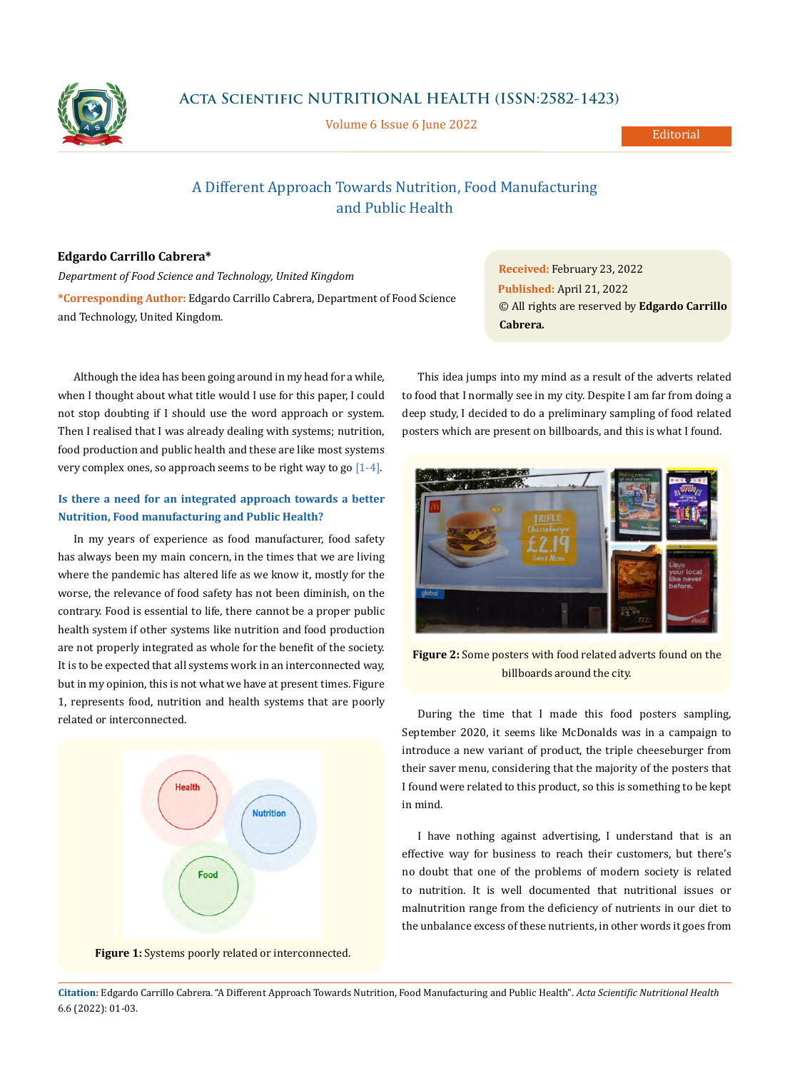# A Different Approach Towards Nutrition, Food Manufacturing and Public Health

**Edgardo Carrillo Cabrera***

*Department of Food Science and Technology, United Kingdom*

***Corresponding Author:** Edgardo Carrillo Cabrera, Department of Food Science and Technology, United Kingdom.

**Received:** February 23, 2022
**Published:** April 21, 2022
© All rights are reserved by **Edgardo Carrillo Cabrera.**

Although the idea has been going around in my head for a while, when I thought about what title would I use for this paper, I could not stop doubting if I should use the word approach or system. Then I realised that I was already dealing with systems; nutrition, food production and public health and these are like most systems very complex ones, so approach seems to be right way to go [1-4].

### Is there a need for an integrated approach towards a better Nutrition, Food manufacturing and Public Health?

In my years of experience as food manufacturer, food safety has always been my main concern, in the times that we are living where the pandemic has altered life as we know it, mostly for the worse, the relevance of food safety has not been diminish, on the contrary. Food is essential to life, there cannot be a proper public health system if other systems like nutrition and food production are not properly integrated as whole for the benefit of the society. It is to be expected that all systems work in an interconnected way, but in my opinion, this is not what we have at present times. Figure 1, represents food, nutrition and health systems that are poorly related or interconnected.

**Figure 1:** Systems poorly related or interconnected.

This idea jumps into my mind as a result of the adverts related to food that I normally see in my city. Despite I am far from doing a deep study, I decided to do a preliminary sampling of food related posters which are present on billboards, and this is what I found.

**Figure 2:** Some posters with food related adverts found on the billboards around the city.

During the time that I made this food posters sampling, September 2020, it seems like McDonalds was in a campaign to introduce a new variant of product, the triple cheeseburger from their saver menu, considering that the majority of the posters that I found were related to this product, so this is something to be kept in mind.

I have nothing against advertising, I understand that is an effective way for business to reach their customers, but there's no doubt that one of the problems of modern society is related to nutrition. It is well documented that nutritional issues or malnutrition range from the deficiency of nutrients in our diet to the unbalance excess of these nutrients, in other words it goes from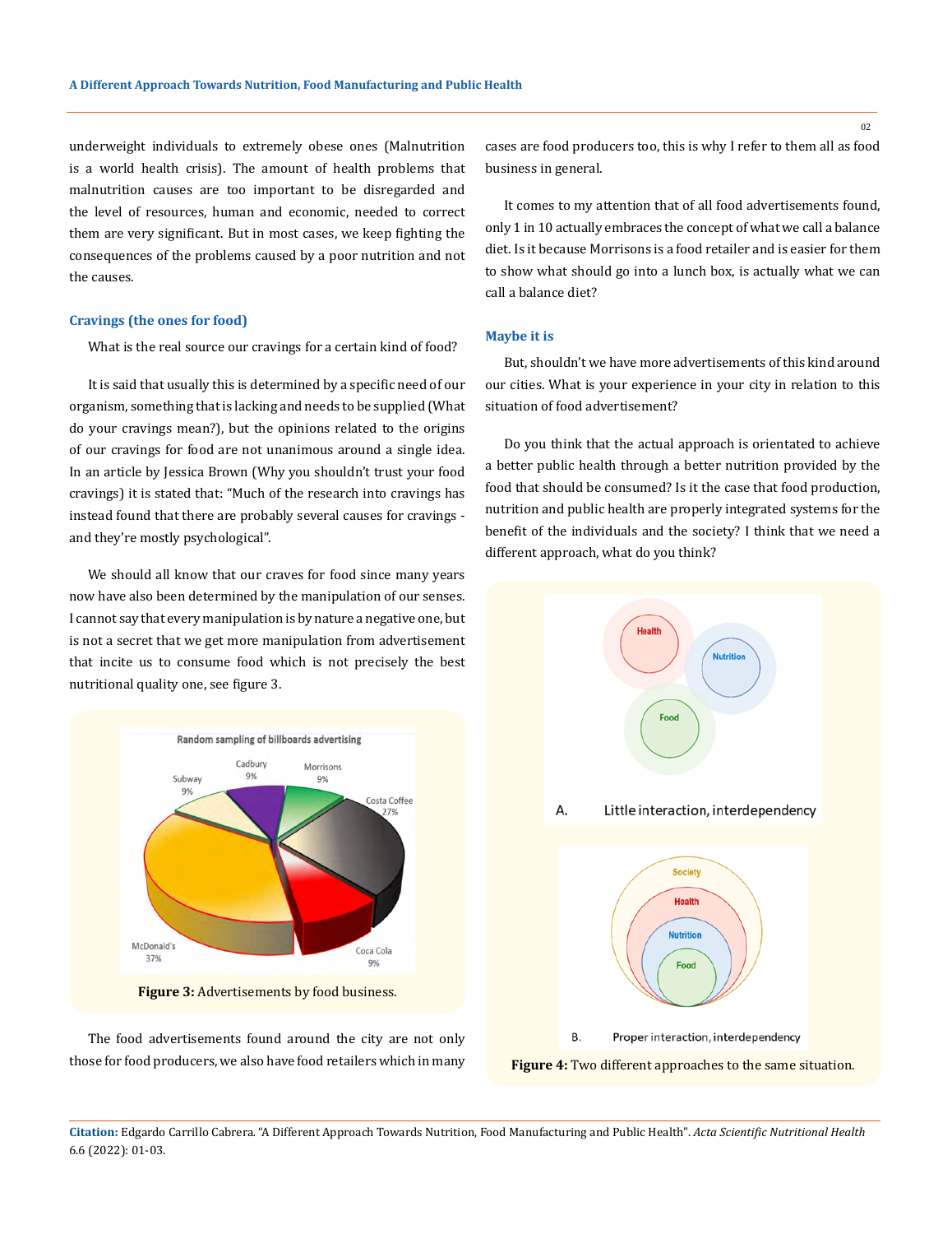underweight individuals to extremely obese ones (Malnutrition is a world health crisis). The amount of health problems that malnutrition causes are too important to be disregarded and the level of resources, human and economic, needed to correct them are very significant. But in most cases, we keep fighting the consequences of the problems caused by a poor nutrition and not the causes.

### Cravings (the ones for food)

What is the real source our cravings for a certain kind of food?

It is said that usually this is determined by a specific need of our organism, something that is lacking and needs to be supplied (What do your cravings mean?), but the opinions related to the origins of our cravings for food are not unanimous around a single idea. In an article by Jessica Brown (Why you shouldn't trust your food cravings) it is stated that: "Much of the research into cravings has instead found that there are probably several causes for cravings - and they're mostly psychological".

We should all know that our craves for food since many years now have also been determined by the manipulation of our senses. I cannot say that every manipulation is by nature a negative one, but is not a secret that we get more manipulation from advertisement that incite us to consume food which is not precisely the best nutritional quality one, see figure 3.

**Figure 3:** Advertisements by food business.

The food advertisements found around the city are not only those for food producers, we also have food retailers which in many cases are food producers too, this is why I refer to them all as food business in general.

It comes to my attention that of all food advertisements found, only 1 in 10 actually embraces the concept of what we call a balance diet. Is it because Morrisons is a food retailer and is easier for them to show what should go into a lunch box, is actually what we can call a balance diet?

### Maybe it is

But, shouldn't we have more advertisements of this kind around our cities. What is your experience in your city in relation to this situation of food advertisement?

Do you think that the actual approach is orientated to achieve a better public health through a better nutrition provided by the food that should be consumed? Is it the case that food production, nutrition and public health are properly integrated systems for the benefit of the individuals and the society? I think that we need a different approach, what do you think?

**Figure 4:** Two different approaches to the same situation.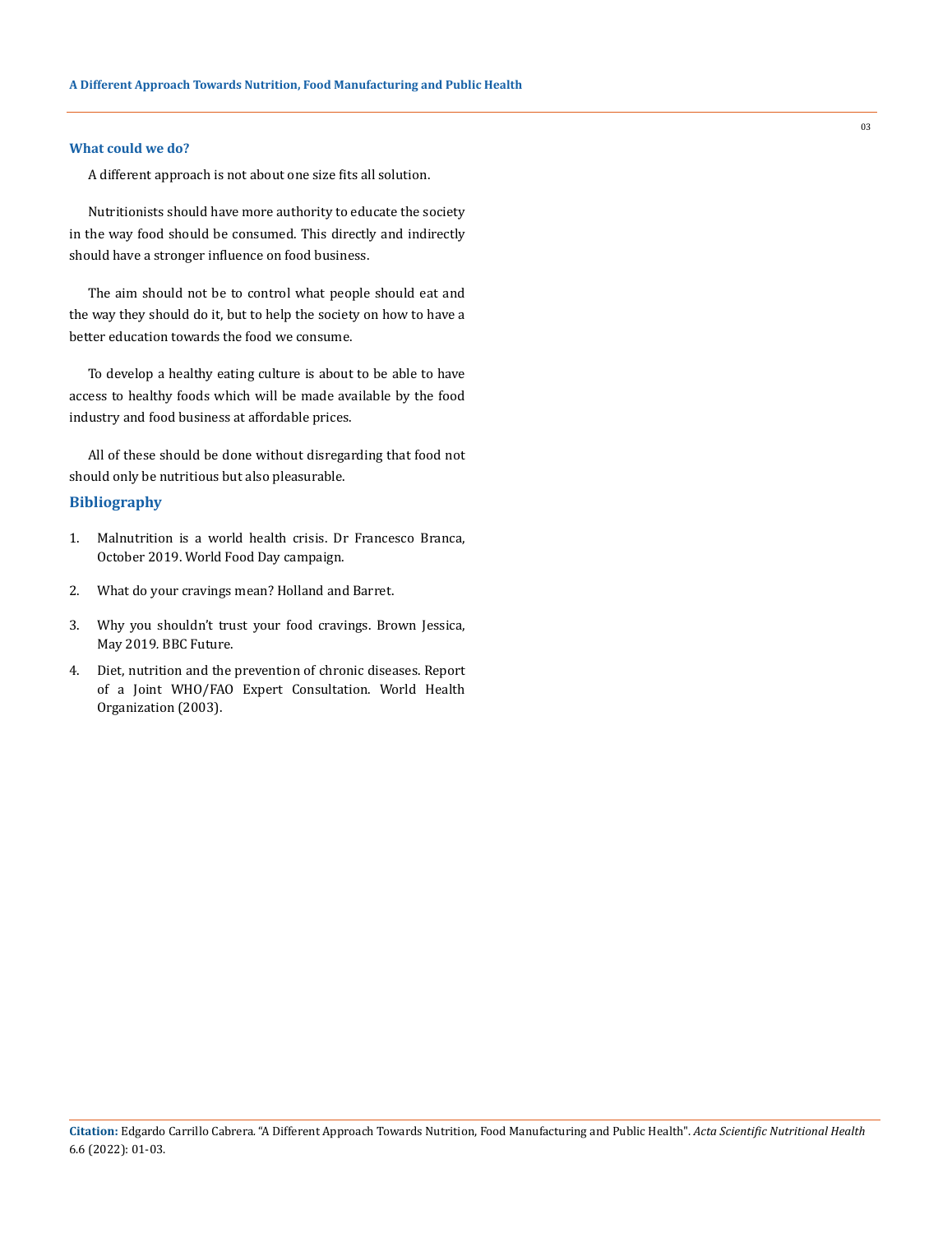## What could we do?

A different approach is not about one size fits all solution.

Nutritionists should have more authority to educate the society in the way food should be consumed. This directly and indirectly should have a stronger influence on food business.

The aim should not be to control what people should eat and the way they should do it, but to help the society on how to have a better education towards the food we consume.

To develop a healthy eating culture is about to be able to have access to healthy foods which will be made available by the food industry and food business at affordable prices.

All of these should be done without disregarding that food not should only be nutritious but also pleasurable.

## Bibliography

1. Malnutrition is a world health crisis. Dr Francesco Branca, October 2019. World Food Day campaign.
2. What do your cravings mean? Holland and Barret.
3. Why you shouldn't trust your food cravings. Brown Jessica, May 2019. BBC Future.
4. Diet, nutrition and the prevention of chronic diseases. Report of a Joint WHO/FAO Expert Consultation. World Health Organization (2003).

**Citation:** Edgardo Carrillo Cabrera. "A Different Approach Towards Nutrition, Food Manufacturing and Public Health". *Acta Scientific Nutritional Health* 6.6 (2022): 01-03.